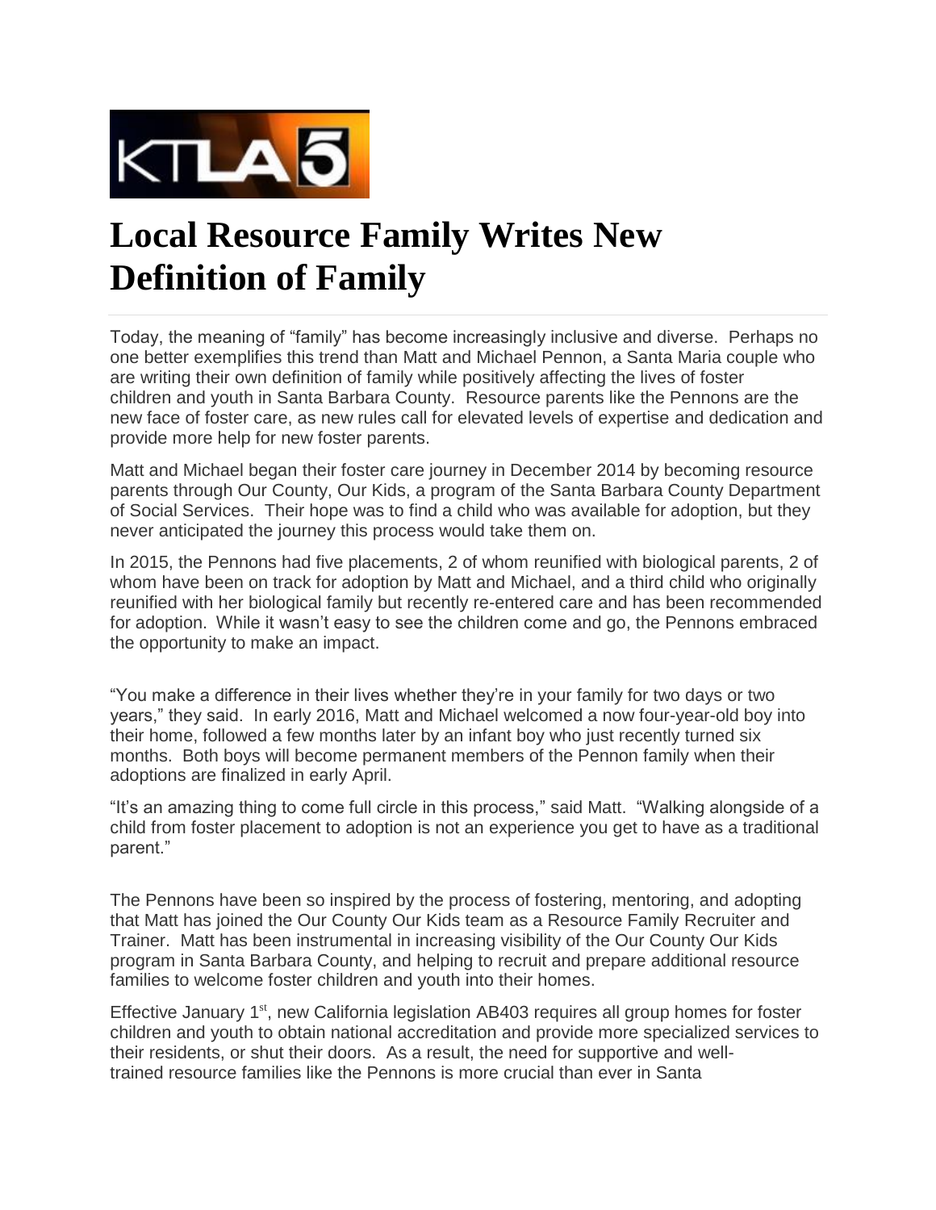# Local Resource Family Writes New Definition of Family

Today, the meaning of "family" has become increasingly inclusive and diverse. Perhaps no one better exemplifies this trend than Matt and Michael Pennon, a Santa Maria couple who are writing their own definition of family while positively affecting the lives of foster children and youth in Santa Barbara County. Resource parents like the Pennons are the new face of foster care, as new rules call for elevated levels of expertise and dedication and provide more help for new foster parents.

Matt and Michael began their foster care journey in December 2014 by becoming resource parents through Our County, Our Kids, a program of the Santa Barbara County Department of Social Services. Their hope was to find a child who was available for adoption, but they never anticipated the journey this process would take them on.

In 2015, the Pennons had five placements, 2 of whom reunified with biological parents, 2 of whom have been on track for adoption by Matt and Michael, and a third child who originally reunified with her biological family but recently re-entered care and has been recommended for adoption. While it wasn't easy to see the children come and go, the Pennons embraced the opportunity to make an impact.

"You make a difference in their lives whether they're in your family for two days or two years," they said. In early 2016, Matt and Michael welcomed a now four-year-old boy into their home, followed a few months later by an infant boy who just recently turned six months. Both boys will become permanent members of the Pennon family when their adoptions are finalized in early April.

"It's an amazing thing to come full circle in this process," said Matt. "Walking alongside of a child from foster placement to adoption is not an experience you get to have as a traditional parent."

The Pennons have been so inspired by the process of fostering, mentoring, and adopting that Matt has joined the Our County Our Kids team as a Resource Family Recruiter and Trainer. Matt has been instrumental in increasing visibility of the Our County Our Kids program in Santa Barbara County, and helping to recruit and prepare additional resource families to welcome foster children and youth into their homes.

Effective January 1st, new California legislation AB403 requires all group homes for foster children and youth to obtain national accreditation and provide more specialized services to their residents, or shut their doors. As a result, the need for supportive and well-trained resource families like the Pennons is more crucial than ever in Santa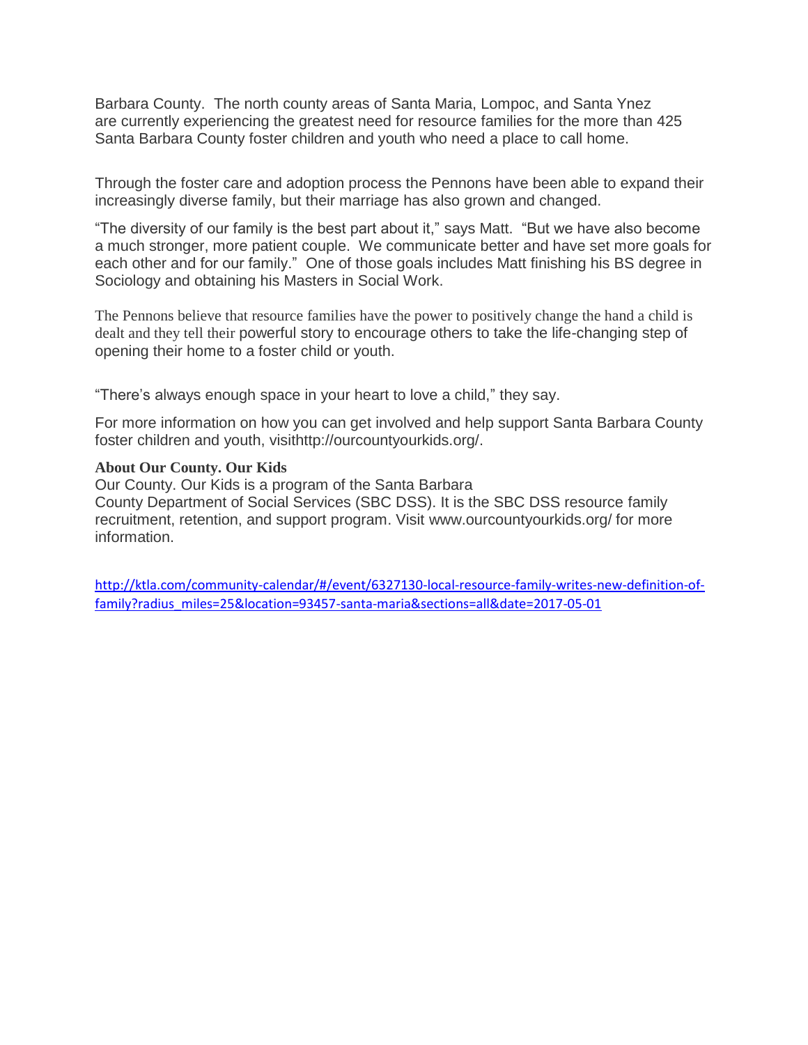Barbara County. The north county areas of Santa Maria, Lompoc, and Santa Ynez are currently experiencing the greatest need for resource families for the more than 425 Santa Barbara County foster children and youth who need a place to call home.

Through the foster care and adoption process the Pennons have been able to expand their increasingly diverse family, but their marriage has also grown and changed.

"The diversity of our family is the best part about it," says Matt. "But we have also become a much stronger, more patient couple. We communicate better and have set more goals for each other and for our family." One of those goals includes Matt finishing his BS degree in Sociology and obtaining his Masters in Social Work.

The Pennons believe that resource families have the power to positively change the hand a child is dealt and they tell their powerful story to encourage others to take the life-changing step of opening their home to a foster child or youth.

"There's always enough space in your heart to love a child," they say.

For more information on how you can get involved and help support Santa Barbara County foster children and youth, visithttp://ourcountyourkids.org/.

**About Our County. Our Kids**
Our County. Our Kids is a program of the Santa Barbara County Department of Social Services (SBC DSS). It is the SBC DSS resource family recruitment, retention, and support program. Visit www.ourcountyourkids.org/ for more information.

http://ktla.com/community-calendar/#/event/6327130-local-resource-family-writes-new-definition-of-family?radius_miles=25&location=93457-santa-maria&sections=all&date=2017-05-01